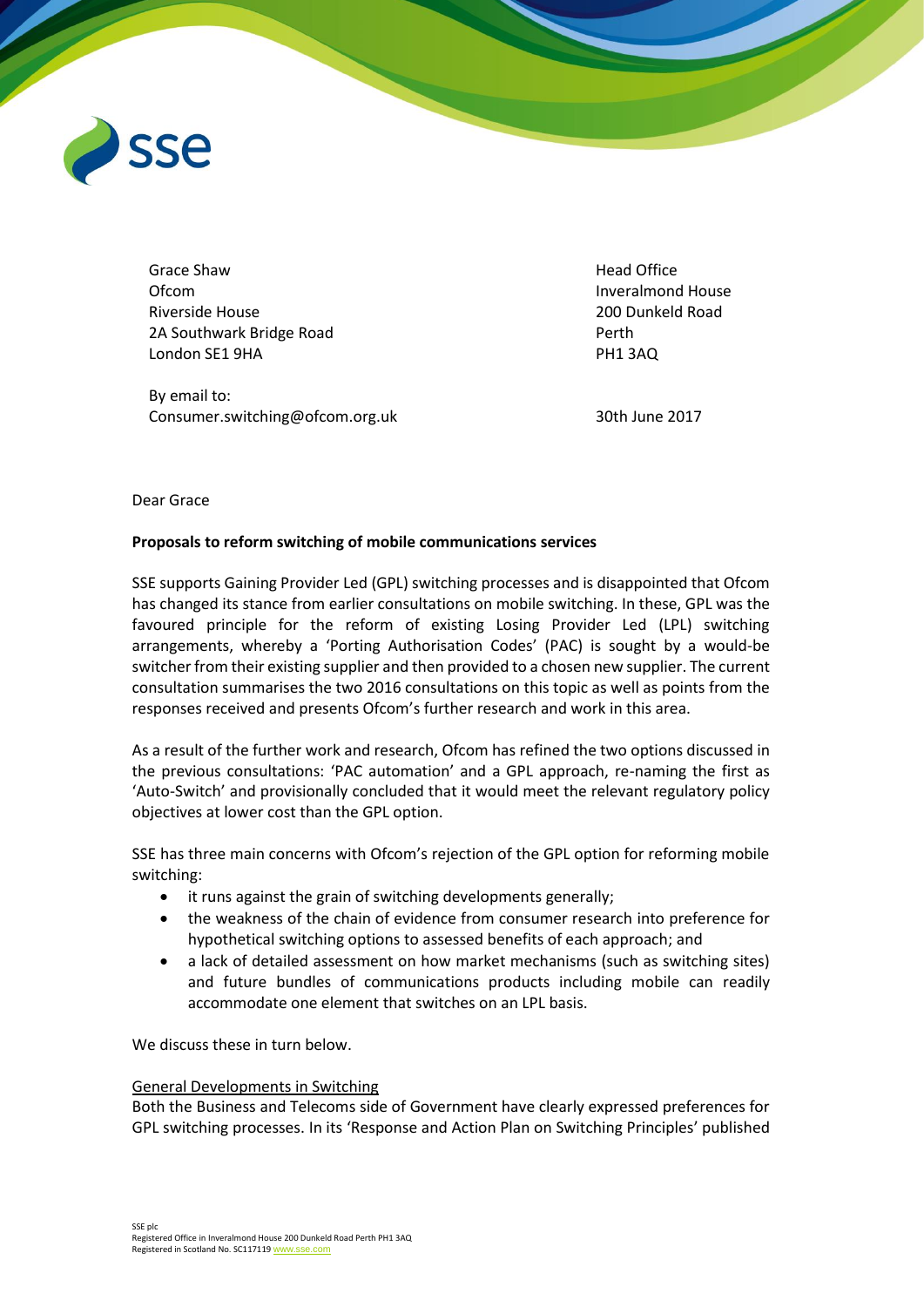Grace Shaw
Ofcom
Riverside House
2A Southwark Bridge Road
London SE1 9HA

By email to:
Consumer.switching@ofcom.org.uk

Head Office
Inveralmond House
200 Dunkeld Road
Perth
PH1 3AQ

30th June 2017

Dear Grace

**Proposals to reform switching of mobile communications services**

SSE supports Gaining Provider Led (GPL) switching processes and is disappointed that Ofcom has changed its stance from earlier consultations on mobile switching. In these, GPL was the favoured principle for the reform of existing Losing Provider Led (LPL) switching arrangements, whereby a 'Porting Authorisation Codes' (PAC) is sought by a would-be switcher from their existing supplier and then provided to a chosen new supplier. The current consultation summarises the two 2016 consultations on this topic as well as points from the responses received and presents Ofcom's further research and work in this area.

As a result of the further work and research, Ofcom has refined the two options discussed in the previous consultations: 'PAC automation' and a GPL approach, re-naming the first as 'Auto-Switch' and provisionally concluded that it would meet the relevant regulatory policy objectives at lower cost than the GPL option.

SSE has three main concerns with Ofcom's rejection of the GPL option for reforming mobile switching:

- it runs against the grain of switching developments generally;
- the weakness of the chain of evidence from consumer research into preference for hypothetical switching options to assessed benefits of each approach; and
- a lack of detailed assessment on how market mechanisms (such as switching sites) and future bundles of communications products including mobile can readily accommodate one element that switches on an LPL basis.

We discuss these in turn below.

General Developments in Switching

Both the Business and Telecoms side of Government have clearly expressed preferences for GPL switching processes. In its 'Response and Action Plan on Switching Principles' published

SSE plc
Registered Office in Inveralmond House 200 Dunkeld Road Perth PH1 3AQ
Registered in Scotland No. SC117119 www.sse.com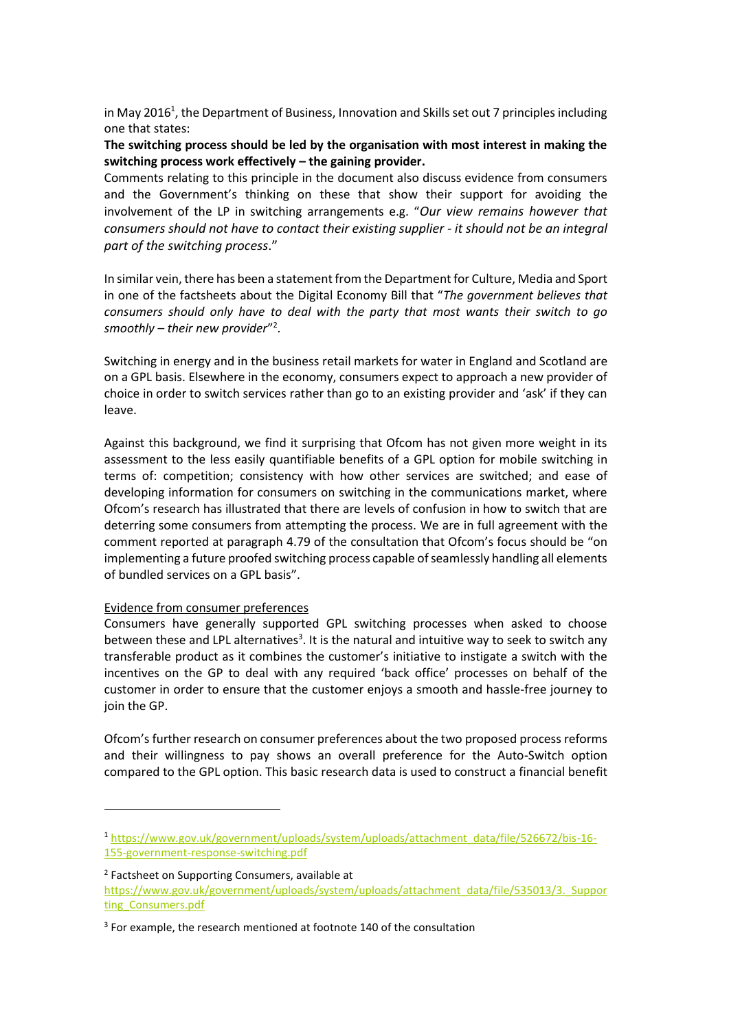in May 2016[1], the Department of Business, Innovation and Skills set out 7 principles including one that states:

**The switching process should be led by the organisation with most interest in making the switching process work effectively – the gaining provider.**

Comments relating to this principle in the document also discuss evidence from consumers and the Government's thinking on these that show their support for avoiding the involvement of the LP in switching arrangements e.g. "*Our view remains however that consumers should not have to contact their existing supplier - it should not be an integral part of the switching process*."

In similar vein, there has been a statement from the Department for Culture, Media and Sport in one of the factsheets about the Digital Economy Bill that "*The government believes that consumers should only have to deal with the party that most wants their switch to go smoothly – their new provider*"[2].

Switching in energy and in the business retail markets for water in England and Scotland are on a GPL basis. Elsewhere in the economy, consumers expect to approach a new provider of choice in order to switch services rather than go to an existing provider and 'ask' if they can leave.

Against this background, we find it surprising that Ofcom has not given more weight in its assessment to the less easily quantifiable benefits of a GPL option for mobile switching in terms of: competition; consistency with how other services are switched; and ease of developing information for consumers on switching in the communications market, where Ofcom's research has illustrated that there are levels of confusion in how to switch that are deterring some consumers from attempting the process. We are in full agreement with the comment reported at paragraph 4.79 of the consultation that Ofcom's focus should be "on implementing a future proofed switching process capable of seamlessly handling all elements of bundled services on a GPL basis".

Evidence from consumer preferences

Consumers have generally supported GPL switching processes when asked to choose between these and LPL alternatives[3]. It is the natural and intuitive way to seek to switch any transferable product as it combines the customer's initiative to instigate a switch with the incentives on the GP to deal with any required 'back office' processes on behalf of the customer in order to ensure that the customer enjoys a smooth and hassle-free journey to join the GP.

Ofcom's further research on consumer preferences about the two proposed process reforms and their willingness to pay shows an overall preference for the Auto-Switch option compared to the GPL option. This basic research data is used to construct a financial benefit

---

[1] https://www.gov.uk/government/uploads/system/uploads/attachment_data/file/526672/bis-16-155-government-response-switching.pdf

[2] Factsheet on Supporting Consumers, available at https://www.gov.uk/government/uploads/system/uploads/attachment_data/file/535013/3._Supporting_Consumers.pdf

[3] For example, the research mentioned at footnote 140 of the consultation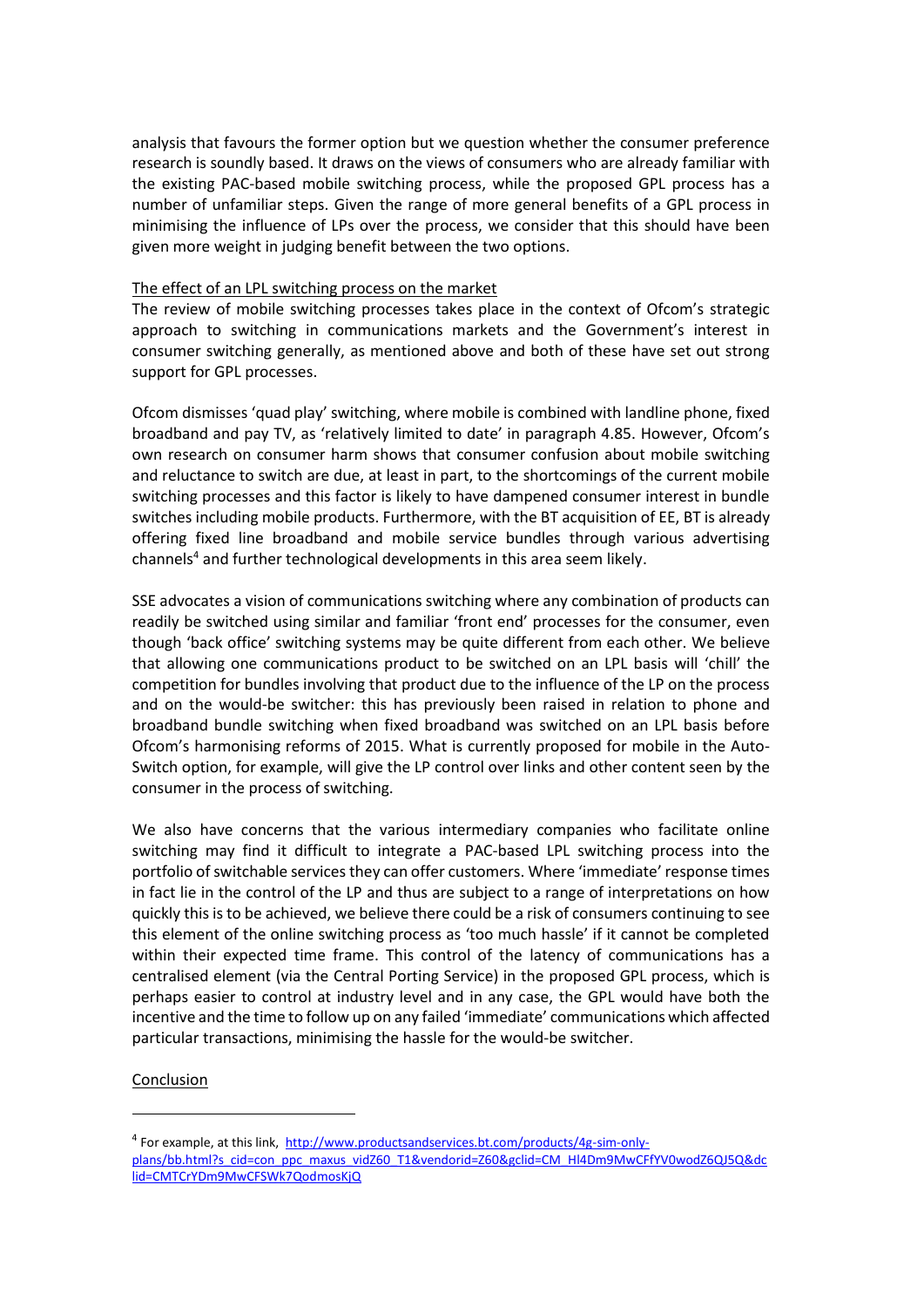analysis that favours the former option but we question whether the consumer preference research is soundly based. It draws on the views of consumers who are already familiar with the existing PAC-based mobile switching process, while the proposed GPL process has a number of unfamiliar steps. Given the range of more general benefits of a GPL process in minimising the influence of LPs over the process, we consider that this should have been given more weight in judging benefit between the two options.

<u>The effect of an LPL switching process on the market</u>

The review of mobile switching processes takes place in the context of Ofcom's strategic approach to switching in communications markets and the Government's interest in consumer switching generally, as mentioned above and both of these have set out strong support for GPL processes.

Ofcom dismisses 'quad play' switching, where mobile is combined with landline phone, fixed broadband and pay TV, as 'relatively limited to date' in paragraph 4.85. However, Ofcom's own research on consumer harm shows that consumer confusion about mobile switching and reluctance to switch are due, at least in part, to the shortcomings of the current mobile switching processes and this factor is likely to have dampened consumer interest in bundle switches including mobile products. Furthermore, with the BT acquisition of EE, BT is already offering fixed line broadband and mobile service bundles through various advertising channels[4] and further technological developments in this area seem likely.

SSE advocates a vision of communications switching where any combination of products can readily be switched using similar and familiar 'front end' processes for the consumer, even though 'back office' switching systems may be quite different from each other. We believe that allowing one communications product to be switched on an LPL basis will 'chill' the competition for bundles involving that product due to the influence of the LP on the process and on the would-be switcher: this has previously been raised in relation to phone and broadband bundle switching when fixed broadband was switched on an LPL basis before Ofcom's harmonising reforms of 2015. What is currently proposed for mobile in the Auto-Switch option, for example, will give the LP control over links and other content seen by the consumer in the process of switching.

We also have concerns that the various intermediary companies who facilitate online switching may find it difficult to integrate a PAC-based LPL switching process into the portfolio of switchable services they can offer customers. Where 'immediate' response times in fact lie in the control of the LP and thus are subject to a range of interpretations on how quickly this is to be achieved, we believe there could be a risk of consumers continuing to see this element of the online switching process as 'too much hassle' if it cannot be completed within their expected time frame. This control of the latency of communications has a centralised element (via the Central Porting Service) in the proposed GPL process, which is perhaps easier to control at industry level and in any case, the GPL would have both the incentive and the time to follow up on any failed 'immediate' communications which affected particular transactions, minimising the hassle for the would-be switcher.

<u>Conclusion</u>

---

[4] For example, at this link, http://www.productsandservices.bt.com/products/4g-sim-only-plans/bb.html?s_cid=con_ppc_maxus_vidZ60_T1&vendorid=Z60&gclid=CM_Hl4Dm9MwCFfYV0wodZ6QJ5Q&dclid=CMTCrYDm9MwCFSWk7QodmosKjQ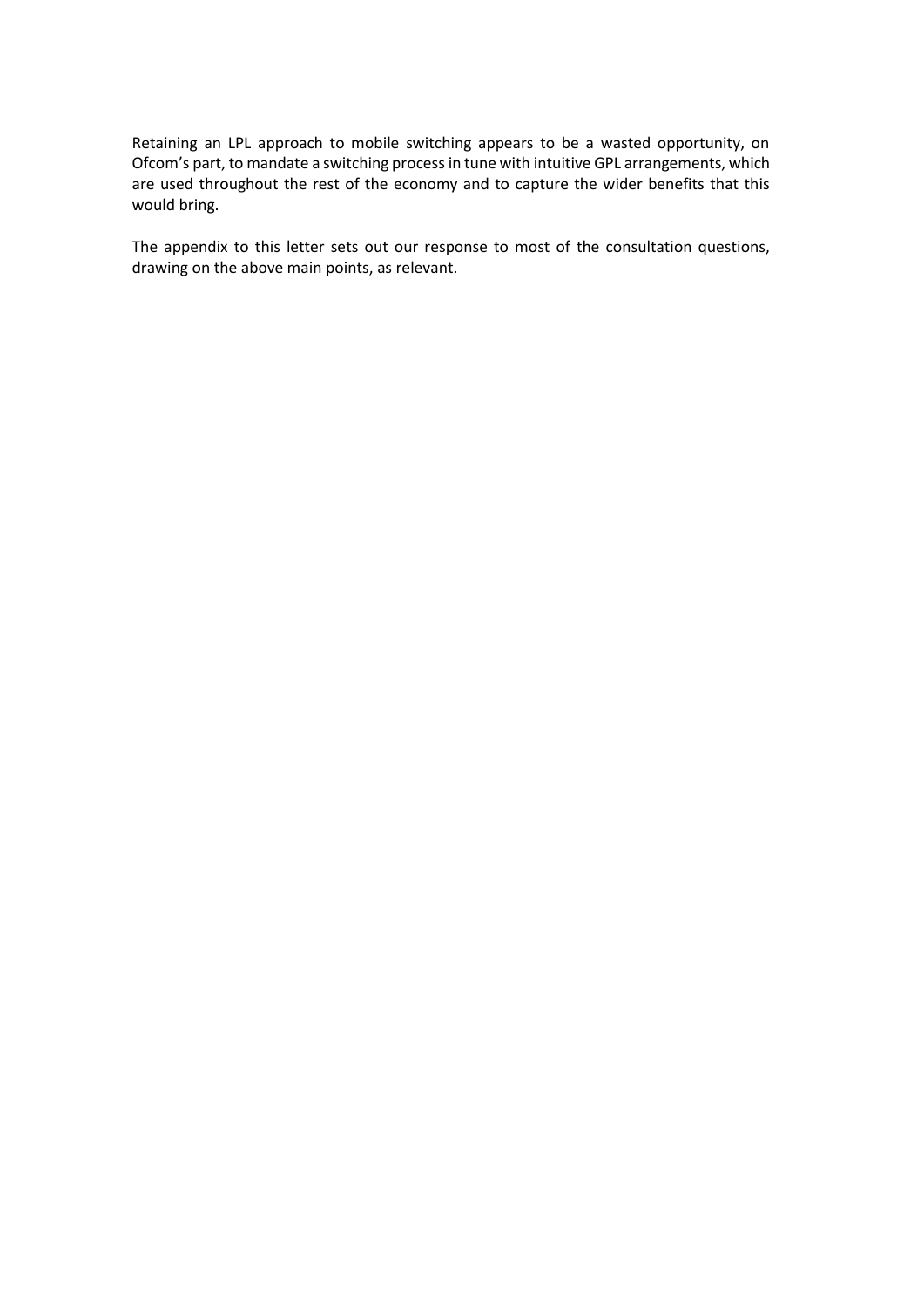Retaining an LPL approach to mobile switching appears to be a wasted opportunity, on Ofcom's part, to mandate a switching process in tune with intuitive GPL arrangements, which are used throughout the rest of the economy and to capture the wider benefits that this would bring.

The appendix to this letter sets out our response to most of the consultation questions, drawing on the above main points, as relevant.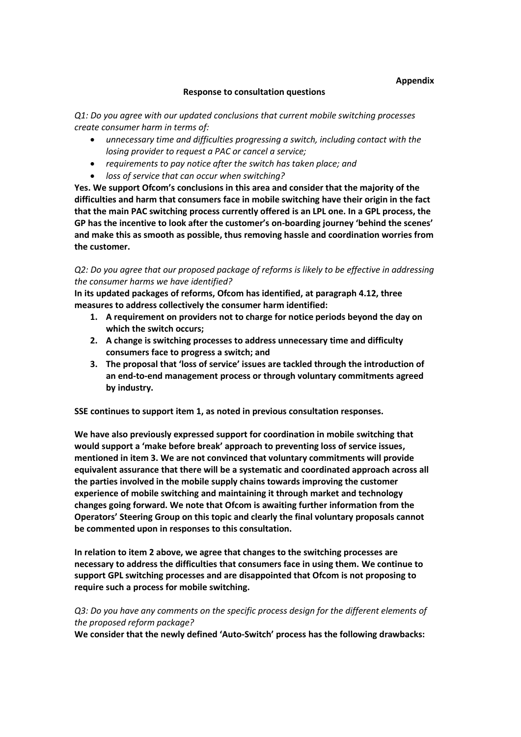**Appendix**

**Response to consultation questions**

*Q1: Do you agree with our updated conclusions that current mobile switching processes create consumer harm in terms of:*

- *unnecessary time and difficulties progressing a switch, including contact with the losing provider to request a PAC or cancel a service;*
- *requirements to pay notice after the switch has taken place; and*
- *loss of service that can occur when switching?*

**Yes. We support Ofcom's conclusions in this area and consider that the majority of the difficulties and harm that consumers face in mobile switching have their origin in the fact that the main PAC switching process currently offered is an LPL one. In a GPL process, the GP has the incentive to look after the customer's on-boarding journey 'behind the scenes' and make this as smooth as possible, thus removing hassle and coordination worries from the customer.**

*Q2: Do you agree that our proposed package of reforms is likely to be effective in addressing the consumer harms we have identified?*

**In its updated packages of reforms, Ofcom has identified, at paragraph 4.12, three measures to address collectively the consumer harm identified:**

1. **A requirement on providers not to charge for notice periods beyond the day on which the switch occurs;**
2. **A change is switching processes to address unnecessary time and difficulty consumers face to progress a switch; and**
3. **The proposal that 'loss of service' issues are tackled through the introduction of an end-to-end management process or through voluntary commitments agreed by industry.**

**SSE continues to support item 1, as noted in previous consultation responses.**

**We have also previously expressed support for coordination in mobile switching that would support a 'make before break' approach to preventing loss of service issues, mentioned in item 3. We are not convinced that voluntary commitments will provide equivalent assurance that there will be a systematic and coordinated approach across all the parties involved in the mobile supply chains towards improving the customer experience of mobile switching and maintaining it through market and technology changes going forward. We note that Ofcom is awaiting further information from the Operators' Steering Group on this topic and clearly the final voluntary proposals cannot be commented upon in responses to this consultation.**

**In relation to item 2 above, we agree that changes to the switching processes are necessary to address the difficulties that consumers face in using them. We continue to support GPL switching processes and are disappointed that Ofcom is not proposing to require such a process for mobile switching.**

*Q3: Do you have any comments on the specific process design for the different elements of the proposed reform package?*

**We consider that the newly defined 'Auto-Switch' process has the following drawbacks:**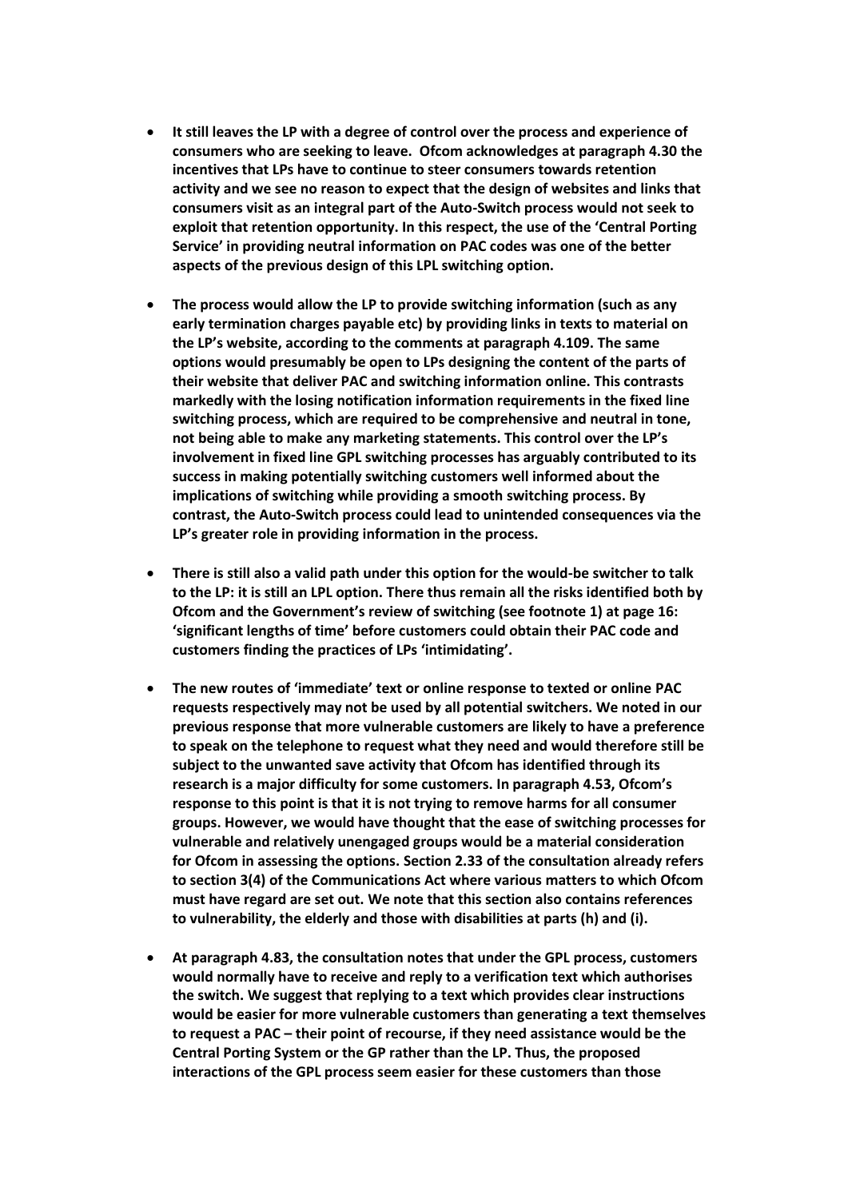- **It still leaves the LP with a degree of control over the process and experience of consumers who are seeking to leave. Ofcom acknowledges at paragraph 4.30 the incentives that LPs have to continue to steer consumers towards retention activity and we see no reason to expect that the design of websites and links that consumers visit as an integral part of the Auto-Switch process would not seek to exploit that retention opportunity. In this respect, the use of the 'Central Porting Service' in providing neutral information on PAC codes was one of the better aspects of the previous design of this LPL switching option.**

- **The process would allow the LP to provide switching information (such as any early termination charges payable etc) by providing links in texts to material on the LP's website, according to the comments at paragraph 4.109. The same options would presumably be open to LPs designing the content of the parts of their website that deliver PAC and switching information online. This contrasts markedly with the losing notification information requirements in the fixed line switching process, which are required to be comprehensive and neutral in tone, not being able to make any marketing statements. This control over the LP's involvement in fixed line GPL switching processes has arguably contributed to its success in making potentially switching customers well informed about the implications of switching while providing a smooth switching process. By contrast, the Auto-Switch process could lead to unintended consequences via the LP's greater role in providing information in the process.**

- **There is still also a valid path under this option for the would-be switcher to talk to the LP: it is still an LPL option. There thus remain all the risks identified both by Ofcom and the Government's review of switching (see footnote 1) at page 16: 'significant lengths of time' before customers could obtain their PAC code and customers finding the practices of LPs 'intimidating'.**

- **The new routes of 'immediate' text or online response to texted or online PAC requests respectively may not be used by all potential switchers. We noted in our previous response that more vulnerable customers are likely to have a preference to speak on the telephone to request what they need and would therefore still be subject to the unwanted save activity that Ofcom has identified through its research is a major difficulty for some customers. In paragraph 4.53, Ofcom's response to this point is that it is not trying to remove harms for all consumer groups. However, we would have thought that the ease of switching processes for vulnerable and relatively unengaged groups would be a material consideration for Ofcom in assessing the options. Section 2.33 of the consultation already refers to section 3(4) of the Communications Act where various matters to which Ofcom must have regard are set out. We note that this section also contains references to vulnerability, the elderly and those with disabilities at parts (h) and (i).**

- **At paragraph 4.83, the consultation notes that under the GPL process, customers would normally have to receive and reply to a verification text which authorises the switch. We suggest that replying to a text which provides clear instructions would be easier for more vulnerable customers than generating a text themselves to request a PAC – their point of recourse, if they need assistance would be the Central Porting System or the GP rather than the LP. Thus, the proposed interactions of the GPL process seem easier for these customers than those**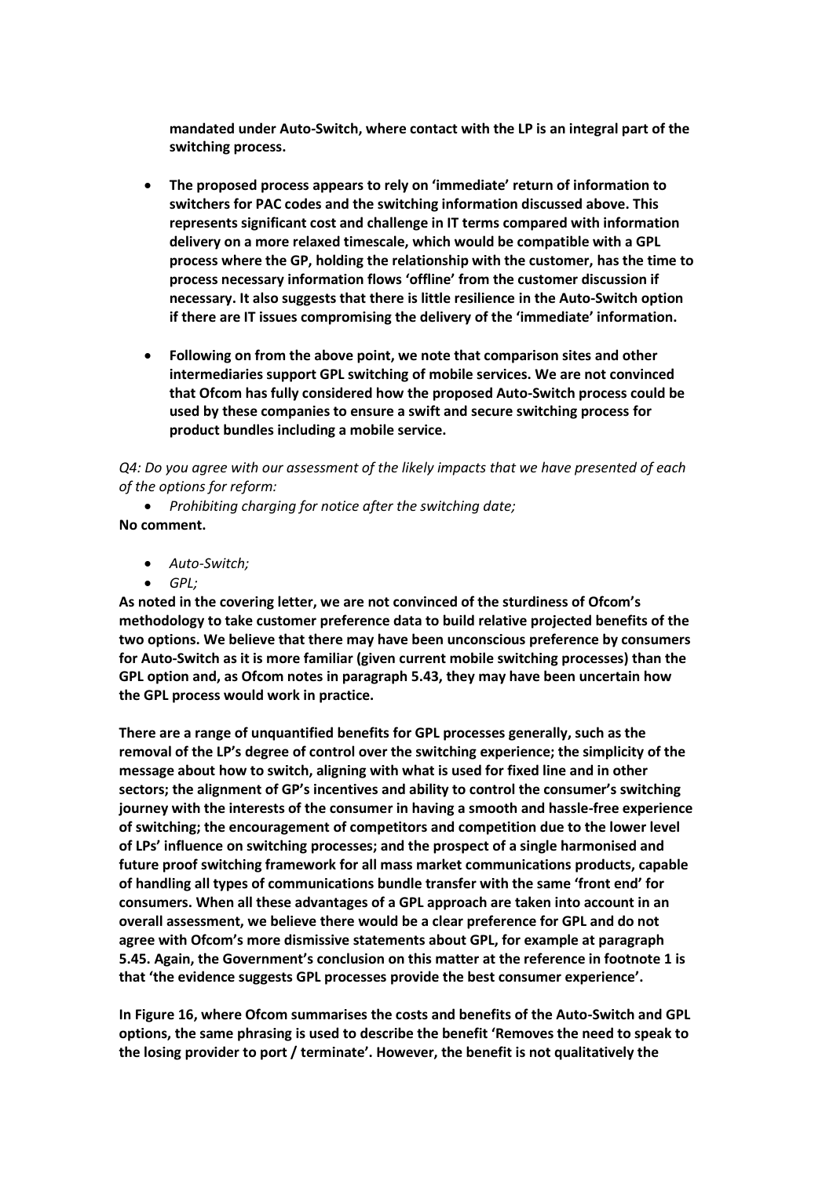**mandated under Auto-Switch, where contact with the LP is an integral part of the switching process.**

- **The proposed process appears to rely on 'immediate' return of information to switchers for PAC codes and the switching information discussed above. This represents significant cost and challenge in IT terms compared with information delivery on a more relaxed timescale, which would be compatible with a GPL process where the GP, holding the relationship with the customer, has the time to process necessary information flows 'offline' from the customer discussion if necessary. It also suggests that there is little resilience in the Auto-Switch option if there are IT issues compromising the delivery of the 'immediate' information.**

- **Following on from the above point, we note that comparison sites and other intermediaries support GPL switching of mobile services. We are not convinced that Ofcom has fully considered how the proposed Auto-Switch process could be used by these companies to ensure a swift and secure switching process for product bundles including a mobile service.**

*Q4: Do you agree with our assessment of the likely impacts that we have presented of each of the options for reform:*

- *Prohibiting charging for notice after the switching date;*

**No comment.**

- *Auto-Switch;*
- *GPL;*

**As noted in the covering letter, we are not convinced of the sturdiness of Ofcom's methodology to take customer preference data to build relative projected benefits of the two options. We believe that there may have been unconscious preference by consumers for Auto-Switch as it is more familiar (given current mobile switching processes) than the GPL option and, as Ofcom notes in paragraph 5.43, they may have been uncertain how the GPL process would work in practice.**

**There are a range of unquantified benefits for GPL processes generally, such as the removal of the LP's degree of control over the switching experience; the simplicity of the message about how to switch, aligning with what is used for fixed line and in other sectors; the alignment of GP's incentives and ability to control the consumer's switching journey with the interests of the consumer in having a smooth and hassle-free experience of switching; the encouragement of competitors and competition due to the lower level of LPs' influence on switching processes; and the prospect of a single harmonised and future proof switching framework for all mass market communications products, capable of handling all types of communications bundle transfer with the same 'front end' for consumers. When all these advantages of a GPL approach are taken into account in an overall assessment, we believe there would be a clear preference for GPL and do not agree with Ofcom's more dismissive statements about GPL, for example at paragraph 5.45. Again, the Government's conclusion on this matter at the reference in footnote 1 is that 'the evidence suggests GPL processes provide the best consumer experience'.**

**In Figure 16, where Ofcom summarises the costs and benefits of the Auto-Switch and GPL options, the same phrasing is used to describe the benefit 'Removes the need to speak to the losing provider to port / terminate'. However, the benefit is not qualitatively the**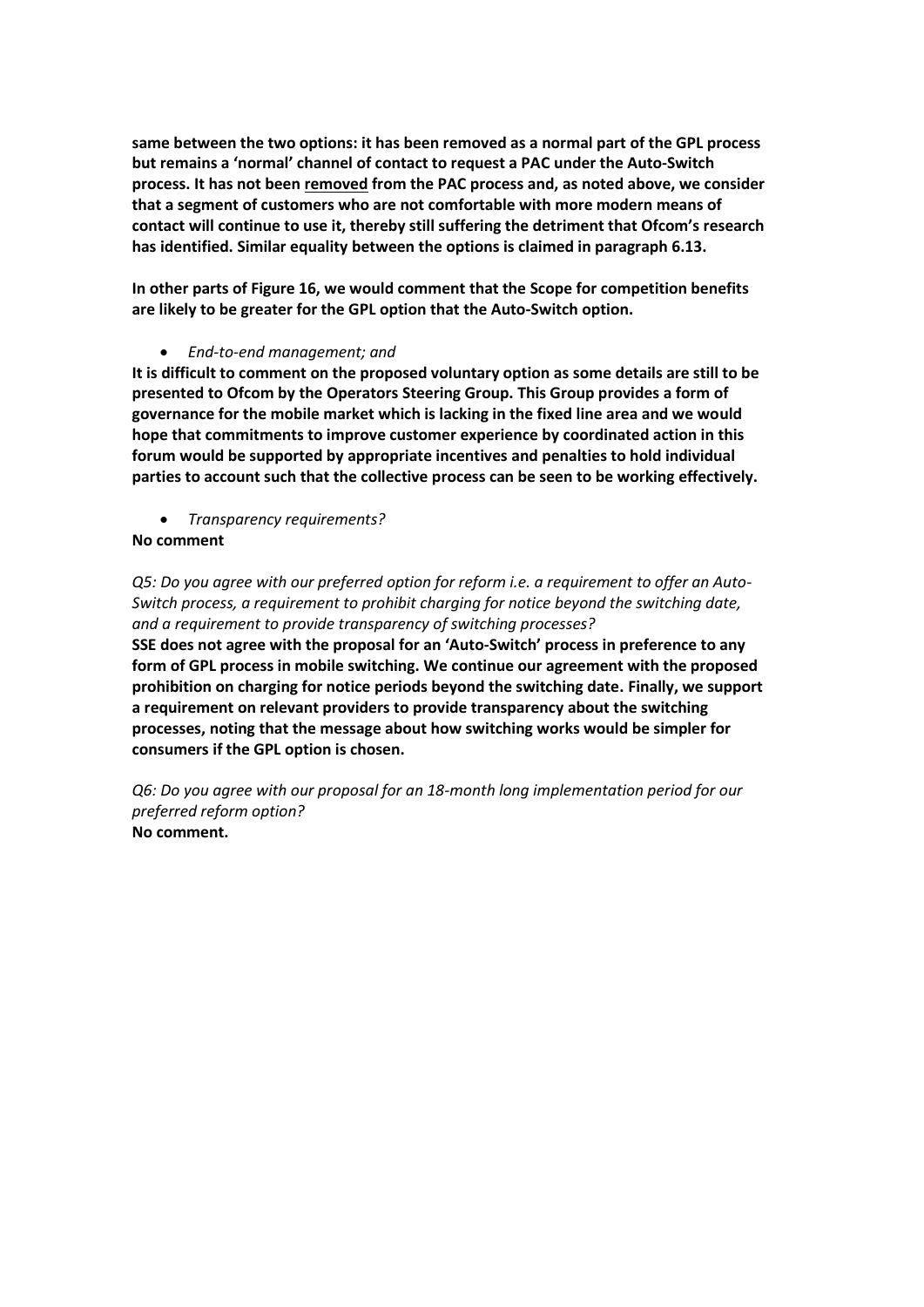**same between the two options: it has been removed as a normal part of the GPL process but remains a 'normal' channel of contact to request a PAC under the Auto-Switch process. It has not been <u>removed</u> from the PAC process and, as noted above, we consider that a segment of customers who are not comfortable with more modern means of contact will continue to use it, thereby still suffering the detriment that Ofcom's research has identified. Similar equality between the options is claimed in paragraph 6.13.**

**In other parts of Figure 16, we would comment that the Scope for competition benefits are likely to be greater for the GPL option that the Auto-Switch option.**

- *End-to-end management; and*

**It is difficult to comment on the proposed voluntary option as some details are still to be presented to Ofcom by the Operators Steering Group. This Group provides a form of governance for the mobile market which is lacking in the fixed line area and we would hope that commitments to improve customer experience by coordinated action in this forum would be supported by appropriate incentives and penalties to hold individual parties to account such that the collective process can be seen to be working effectively.**

- *Transparency requirements?*

**No comment**

*Q5: Do you agree with our preferred option for reform i.e. a requirement to offer an Auto-Switch process, a requirement to prohibit charging for notice beyond the switching date, and a requirement to provide transparency of switching processes?*

**SSE does not agree with the proposal for an 'Auto-Switch' process in preference to any form of GPL process in mobile switching. We continue our agreement with the proposed prohibition on charging for notice periods beyond the switching date. Finally, we support a requirement on relevant providers to provide transparency about the switching processes, noting that the message about how switching works would be simpler for consumers if the GPL option is chosen.**

*Q6: Do you agree with our proposal for an 18-month long implementation period for our preferred reform option?*

**No comment.**